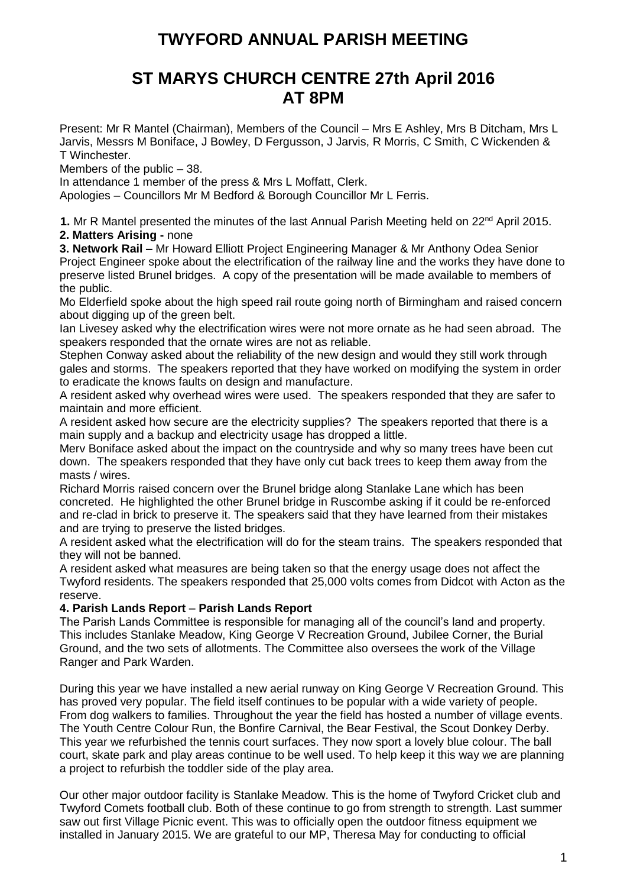# TWYFORD ANNUAL PARISH MEETING

## ST MARYS CHURCH CENTRE 27th April 2016 AT 8PM

Present: Mr R Mantel (Chairman), Members of the Council – Mrs E Ashley, Mrs B Ditcham, Mrs L Jarvis, Messrs M Boniface, J Bowley, D Fergusson, J Jarvis, R Morris, C Smith, C Wickenden & T Winchester.

Members of the public – 38.

In attendance 1 member of the press & Mrs L Moffatt, Clerk.

Apologies – Councillors Mr M Bedford & Borough Councillor Mr L Ferris.

**1.** Mr R Mantel presented the minutes of the last Annual Parish Meeting held on 22nd April 2015.

**2. Matters Arising -** none

**3. Network Rail –** Mr Howard Elliott Project Engineering Manager & Mr Anthony Odea Senior Project Engineer spoke about the electrification of the railway line and the works they have done to preserve listed Brunel bridges. A copy of the presentation will be made available to members of the public.

Mo Elderfield spoke about the high speed rail route going north of Birmingham and raised concern about digging up of the green belt.

Ian Livesey asked why the electrification wires were not more ornate as he had seen abroad. The speakers responded that the ornate wires are not as reliable.

Stephen Conway asked about the reliability of the new design and would they still work through gales and storms. The speakers reported that they have worked on modifying the system in order to eradicate the knows faults on design and manufacture.

A resident asked why overhead wires were used. The speakers responded that they are safer to maintain and more efficient.

A resident asked how secure are the electricity supplies? The speakers reported that there is a main supply and a backup and electricity usage has dropped a little.

Merv Boniface asked about the impact on the countryside and why so many trees have been cut down. The speakers responded that they have only cut back trees to keep them away from the masts / wires.

Richard Morris raised concern over the Brunel bridge along Stanlake Lane which has been concreted. He highlighted the other Brunel bridge in Ruscombe asking if it could be re-enforced and re-clad in brick to preserve it. The speakers said that they have learned from their mistakes and are trying to preserve the listed bridges.

A resident asked what the electrification will do for the steam trains. The speakers responded that they will not be banned.

A resident asked what measures are being taken so that the energy usage does not affect the Twyford residents. The speakers responded that 25,000 volts comes from Didcot with Acton as the reserve.

**4. Parish Lands Report** – **Parish Lands Report**

The Parish Lands Committee is responsible for managing all of the council's land and property. This includes Stanlake Meadow, King George V Recreation Ground, Jubilee Corner, the Burial Ground, and the two sets of allotments. The Committee also oversees the work of the Village Ranger and Park Warden.

During this year we have installed a new aerial runway on King George V Recreation Ground. This has proved very popular. The field itself continues to be popular with a wide variety of people. From dog walkers to families. Throughout the year the field has hosted a number of village events. The Youth Centre Colour Run, the Bonfire Carnival, the Bear Festival, the Scout Donkey Derby. This year we refurbished the tennis court surfaces. They now sport a lovely blue colour. The ball court, skate park and play areas continue to be well used. To help keep it this way we are planning a project to refurbish the toddler side of the play area.

Our other major outdoor facility is Stanlake Meadow. This is the home of Twyford Cricket club and Twyford Comets football club. Both of these continue to go from strength to strength. Last summer saw out first Village Picnic event. This was to officially open the outdoor fitness equipment we installed in January 2015. We are grateful to our MP, Theresa May for conducting to official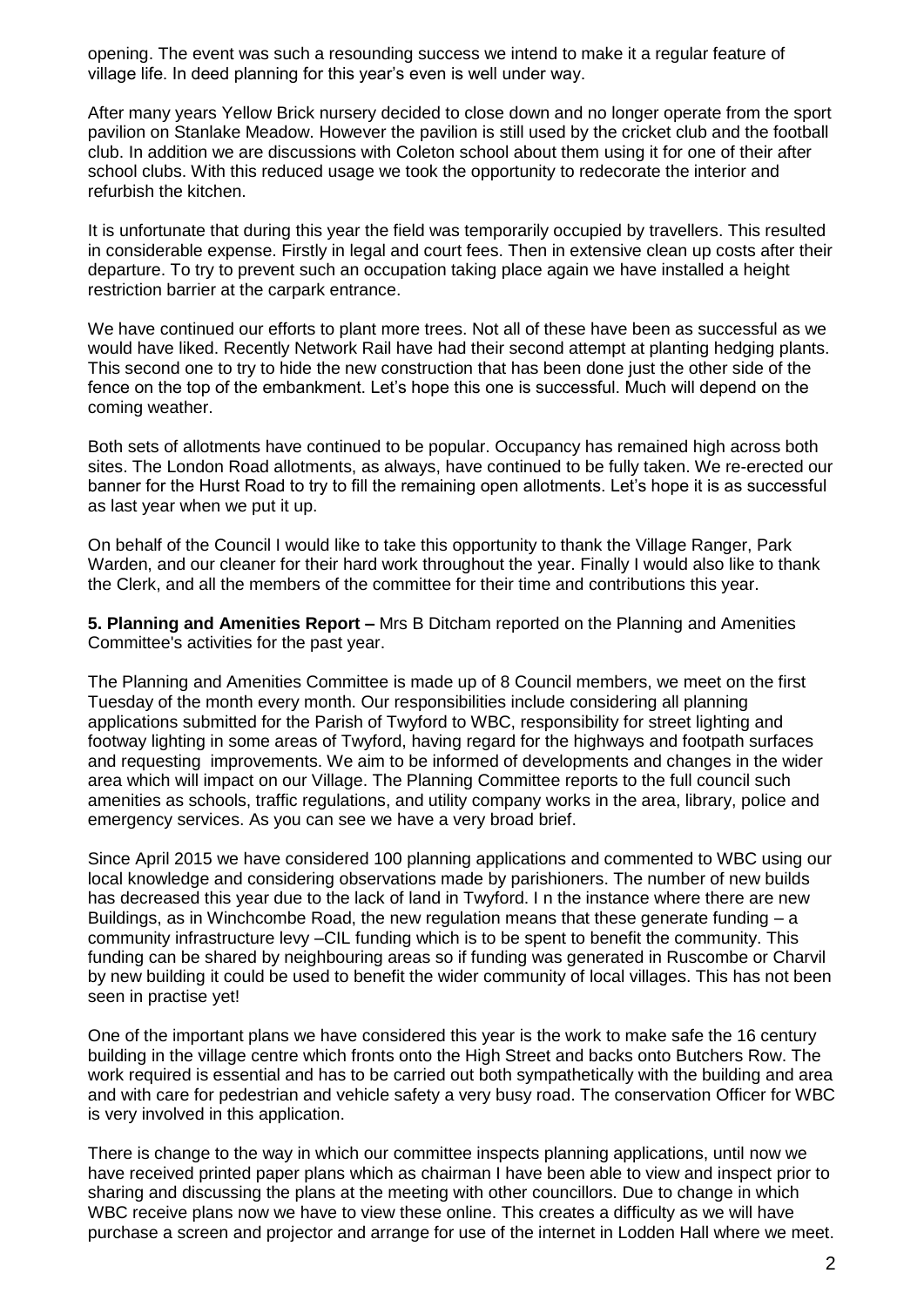opening. The event was such a resounding success we intend to make it a regular feature of village life. In deed planning for this year's even is well under way.

After many years Yellow Brick nursery decided to close down and no longer operate from the sport pavilion on Stanlake Meadow. However the pavilion is still used by the cricket club and the football club. In addition we are discussions with Coleton school about them using it for one of their after school clubs. With this reduced usage we took the opportunity to redecorate the interior and refurbish the kitchen.

It is unfortunate that during this year the field was temporarily occupied by travellers. This resulted in considerable expense. Firstly in legal and court fees. Then in extensive clean up costs after their departure. To try to prevent such an occupation taking place again we have installed a height restriction barrier at the carpark entrance.

We have continued our efforts to plant more trees. Not all of these have been as successful as we would have liked. Recently Network Rail have had their second attempt at planting hedging plants. This second one to try to hide the new construction that has been done just the other side of the fence on the top of the embankment. Let's hope this one is successful. Much will depend on the coming weather.

Both sets of allotments have continued to be popular. Occupancy has remained high across both sites. The London Road allotments, as always, have continued to be fully taken. We re-erected our banner for the Hurst Road to try to fill the remaining open allotments. Let's hope it is as successful as last year when we put it up.

On behalf of the Council I would like to take this opportunity to thank the Village Ranger, Park Warden, and our cleaner for their hard work throughout the year. Finally I would also like to thank the Clerk, and all the members of the committee for their time and contributions this year.

**5. Planning and Amenities Report –** Mrs B Ditcham reported on the Planning and Amenities Committee's activities for the past year.

The Planning and Amenities Committee is made up of 8 Council members, we meet on the first Tuesday of the month every month. Our responsibilities include considering all planning applications submitted for the Parish of Twyford to WBC, responsibility for street lighting and footway lighting in some areas of Twyford, having regard for the highways and footpath surfaces and requesting improvements. We aim to be informed of developments and changes in the wider area which will impact on our Village. The Planning Committee reports to the full council such amenities as schools, traffic regulations, and utility company works in the area, library, police and emergency services. As you can see we have a very broad brief.

Since April 2015 we have considered 100 planning applications and commented to WBC using our local knowledge and considering observations made by parishioners. The number of new builds has decreased this year due to the lack of land in Twyford. I n the instance where there are new Buildings, as in Winchcombe Road, the new regulation means that these generate funding – a community infrastructure levy –CIL funding which is to be spent to benefit the community. This funding can be shared by neighbouring areas so if funding was generated in Ruscombe or Charvil by new building it could be used to benefit the wider community of local villages. This has not been seen in practise yet!

One of the important plans we have considered this year is the work to make safe the 16 century building in the village centre which fronts onto the High Street and backs onto Butchers Row. The work required is essential and has to be carried out both sympathetically with the building and area and with care for pedestrian and vehicle safety a very busy road. The conservation Officer for WBC is very involved in this application.

There is change to the way in which our committee inspects planning applications, until now we have received printed paper plans which as chairman I have been able to view and inspect prior to sharing and discussing the plans at the meeting with other councillors. Due to change in which WBC receive plans now we have to view these online. This creates a difficulty as we will have purchase a screen and projector and arrange for use of the internet in Lodden Hall where we meet.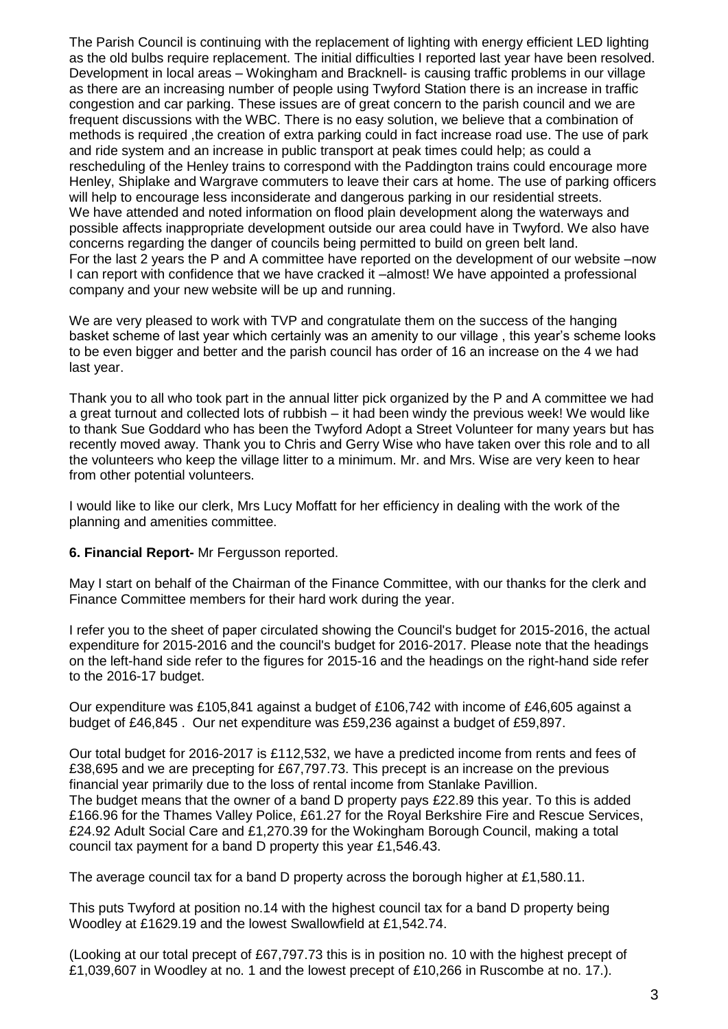The Parish Council is continuing with the replacement of lighting with energy efficient LED lighting as the old bulbs require replacement. The initial difficulties I reported last year have been resolved. Development in local areas – Wokingham and Bracknell- is causing traffic problems in our village as there are an increasing number of people using Twyford Station there is an increase in traffic congestion and car parking. These issues are of great concern to the parish council and we are frequent discussions with the WBC. There is no easy solution, we believe that a combination of methods is required ,the creation of extra parking could in fact increase road use. The use of park and ride system and an increase in public transport at peak times could help; as could a rescheduling of the Henley trains to correspond with the Paddington trains could encourage more Henley, Shiplake and Wargrave commuters to leave their cars at home. The use of parking officers will help to encourage less inconsiderate and dangerous parking in our residential streets.
We have attended and noted information on flood plain development along the waterways and possible affects inappropriate development outside our area could have in Twyford. We also have concerns regarding the danger of councils being permitted to build on green belt land.
For the last 2 years the P and A committee have reported on the development of our website –now I can report with confidence that we have cracked it –almost! We have appointed a professional company and your new website will be up and running.

We are very pleased to work with TVP and congratulate them on the success of the hanging basket scheme of last year which certainly was an amenity to our village , this year's scheme looks to be even bigger and better and the parish council has order of 16 an increase on the 4 we had last year.

Thank you to all who took part in the annual litter pick organized by the P and A committee we had a great turnout and collected lots of rubbish – it had been windy the previous week! We would like to thank Sue Goddard who has been the Twyford Adopt a Street Volunteer for many years but has recently moved away. Thank you to Chris and Gerry Wise who have taken over this role and to all the volunteers who keep the village litter to a minimum. Mr. and Mrs. Wise are very keen to hear from other potential volunteers.

I would like to like our clerk, Mrs Lucy Moffatt for her efficiency in dealing with the work of the planning and amenities committee.

**6. Financial Report-** Mr Fergusson reported.

May I start on behalf of the Chairman of the Finance Committee, with our thanks for the clerk and Finance Committee members for their hard work during the year.

I refer you to the sheet of paper circulated showing the Council's budget for 2015-2016, the actual expenditure for 2015-2016 and the council's budget for 2016-2017. Please note that the headings on the left-hand side refer to the figures for 2015-16 and the headings on the right-hand side refer to the 2016-17 budget.

Our expenditure was £105,841 against a budget of £106,742 with income of £46,605 against a budget of £46,845 . Our net expenditure was £59,236 against a budget of £59,897.

Our total budget for 2016-2017 is £112,532, we have a predicted income from rents and fees of £38,695 and we are precepting for £67,797.73. This precept is an increase on the previous financial year primarily due to the loss of rental income from Stanlake Pavillion.
The budget means that the owner of a band D property pays £22.89 this year. To this is added £166.96 for the Thames Valley Police, £61.27 for the Royal Berkshire Fire and Rescue Services, £24.92 Adult Social Care and £1,270.39 for the Wokingham Borough Council, making a total council tax payment for a band D property this year £1,546.43.

The average council tax for a band D property across the borough higher at £1,580.11.

This puts Twyford at position no.14 with the highest council tax for a band D property being Woodley at £1629.19 and the lowest Swallowfield at £1,542.74.

(Looking at our total precept of £67,797.73 this is in position no. 10 with the highest precept of £1,039,607 in Woodley at no. 1 and the lowest precept of £10,266 in Ruscombe at no. 17.).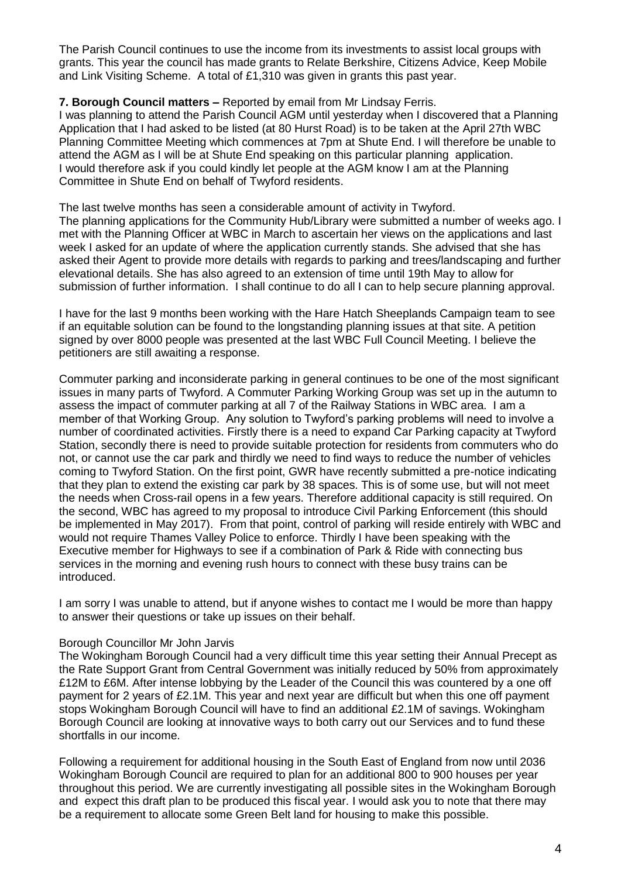The Parish Council continues to use the income from its investments to assist local groups with grants. This year the council has made grants to Relate Berkshire, Citizens Advice, Keep Mobile and Link Visiting Scheme. A total of £1,310 was given in grants this past year.

**7. Borough Council matters –** Reported by email from Mr Lindsay Ferris.

I was planning to attend the Parish Council AGM until yesterday when I discovered that a Planning Application that I had asked to be listed (at 80 Hurst Road) is to be taken at the April 27th WBC Planning Committee Meeting which commences at 7pm at Shute End. I will therefore be unable to attend the AGM as I will be at Shute End speaking on this particular planning application. I would therefore ask if you could kindly let people at the AGM know I am at the Planning Committee in Shute End on behalf of Twyford residents.

The last twelve months has seen a considerable amount of activity in Twyford.

The planning applications for the Community Hub/Library were submitted a number of weeks ago. I met with the Planning Officer at WBC in March to ascertain her views on the applications and last week I asked for an update of where the application currently stands. She advised that she has asked their Agent to provide more details with regards to parking and trees/landscaping and further elevational details. She has also agreed to an extension of time until 19th May to allow for submission of further information. I shall continue to do all I can to help secure planning approval.

I have for the last 9 months been working with the Hare Hatch Sheeplands Campaign team to see if an equitable solution can be found to the longstanding planning issues at that site. A petition signed by over 8000 people was presented at the last WBC Full Council Meeting. I believe the petitioners are still awaiting a response.

Commuter parking and inconsiderate parking in general continues to be one of the most significant issues in many parts of Twyford. A Commuter Parking Working Group was set up in the autumn to assess the impact of commuter parking at all 7 of the Railway Stations in WBC area. I am a member of that Working Group. Any solution to Twyford's parking problems will need to involve a number of coordinated activities. Firstly there is a need to expand Car Parking capacity at Twyford Station, secondly there is need to provide suitable protection for residents from commuters who do not, or cannot use the car park and thirdly we need to find ways to reduce the number of vehicles coming to Twyford Station. On the first point, GWR have recently submitted a pre-notice indicating that they plan to extend the existing car park by 38 spaces. This is of some use, but will not meet the needs when Cross-rail opens in a few years. Therefore additional capacity is still required. On the second, WBC has agreed to my proposal to introduce Civil Parking Enforcement (this should be implemented in May 2017). From that point, control of parking will reside entirely with WBC and would not require Thames Valley Police to enforce. Thirdly I have been speaking with the Executive member for Highways to see if a combination of Park & Ride with connecting bus services in the morning and evening rush hours to connect with these busy trains can be introduced.

I am sorry I was unable to attend, but if anyone wishes to contact me I would be more than happy to answer their questions or take up issues on their behalf.

Borough Councillor Mr John Jarvis

The Wokingham Borough Council had a very difficult time this year setting their Annual Precept as the Rate Support Grant from Central Government was initially reduced by 50% from approximately £12M to £6M. After intense lobbying by the Leader of the Council this was countered by a one off payment for 2 years of £2.1M. This year and next year are difficult but when this one off payment stops Wokingham Borough Council will have to find an additional £2.1M of savings. Wokingham Borough Council are looking at innovative ways to both carry out our Services and to fund these shortfalls in our income.

Following a requirement for additional housing in the South East of England from now until 2036 Wokingham Borough Council are required to plan for an additional 800 to 900 houses per year throughout this period. We are currently investigating all possible sites in the Wokingham Borough and expect this draft plan to be produced this fiscal year. I would ask you to note that there may be a requirement to allocate some Green Belt land for housing to make this possible.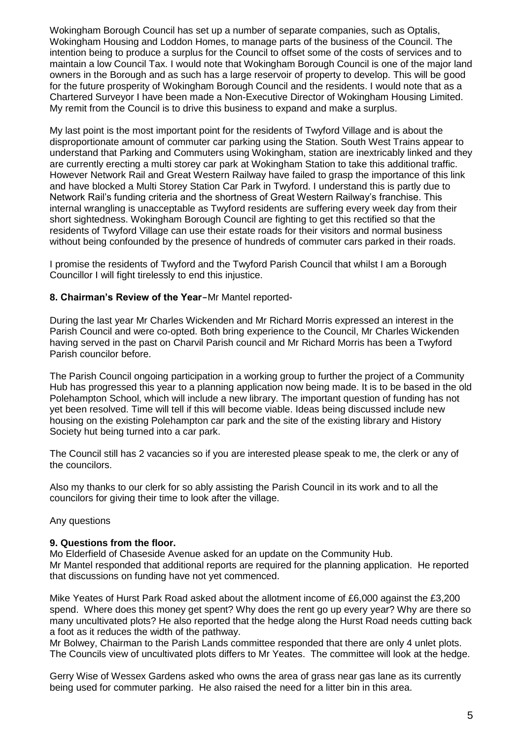Wokingham Borough Council has set up a number of separate companies, such as Optalis, Wokingham Housing and Loddon Homes, to manage parts of the business of the Council. The intention being to produce a surplus for the Council to offset some of the costs of services and to maintain a low Council Tax. I would note that Wokingham Borough Council is one of the major land owners in the Borough and as such has a large reservoir of property to develop. This will be good for the future prosperity of Wokingham Borough Council and the residents. I would note that as a Chartered Surveyor I have been made a Non-Executive Director of Wokingham Housing Limited. My remit from the Council is to drive this business to expand and make a surplus.

My last point is the most important point for the residents of Twyford Village and is about the disproportionate amount of commuter car parking using the Station. South West Trains appear to understand that Parking and Commuters using Wokingham, station are inextricably linked and they are currently erecting a multi storey car park at Wokingham Station to take this additional traffic. However Network Rail and Great Western Railway have failed to grasp the importance of this link and have blocked a Multi Storey Station Car Park in Twyford. I understand this is partly due to Network Rail's funding criteria and the shortness of Great Western Railway's franchise. This internal wrangling is unacceptable as Twyford residents are suffering every week day from their short sightedness. Wokingham Borough Council are fighting to get this rectified so that the residents of Twyford Village can use their estate roads for their visitors and normal business without being confounded by the presence of hundreds of commuter cars parked in their roads.

I promise the residents of Twyford and the Twyford Parish Council that whilst I am a Borough Councillor I will fight tirelessly to end this injustice.

**8. Chairman's Review of the Year**–Mr Mantel reported-

During the last year Mr Charles Wickenden and Mr Richard Morris expressed an interest in the Parish Council and were co-opted. Both bring experience to the Council, Mr Charles Wickenden having served in the past on Charvil Parish council and Mr Richard Morris has been a Twyford Parish councilor before.

The Parish Council ongoing participation in a working group to further the project of a Community Hub has progressed this year to a planning application now being made. It is to be based in the old Polehampton School, which will include a new library. The important question of funding has not yet been resolved. Time will tell if this will become viable. Ideas being discussed include new housing on the existing Polehampton car park and the site of the existing library and History Society hut being turned into a car park.

The Council still has 2 vacancies so if you are interested please speak to me, the clerk or any of the councilors.

Also my thanks to our clerk for so ably assisting the Parish Council in its work and to all the councilors for giving their time to look after the village.

Any questions

**9. Questions from the floor.**

Mo Elderfield of Chaseside Avenue asked for an update on the Community Hub.
Mr Mantel responded that additional reports are required for the planning application. He reported that discussions on funding have not yet commenced.

Mike Yeates of Hurst Park Road asked about the allotment income of £6,000 against the £3,200 spend. Where does this money get spent? Why does the rent go up every year? Why are there so many uncultivated plots? He also reported that the hedge along the Hurst Road needs cutting back a foot as it reduces the width of the pathway.
Mr Bolwey, Chairman to the Parish Lands committee responded that there are only 4 unlet plots. The Councils view of uncultivated plots differs to Mr Yeates. The committee will look at the hedge.

Gerry Wise of Wessex Gardens asked who owns the area of grass near gas lane as its currently being used for commuter parking. He also raised the need for a litter bin in this area.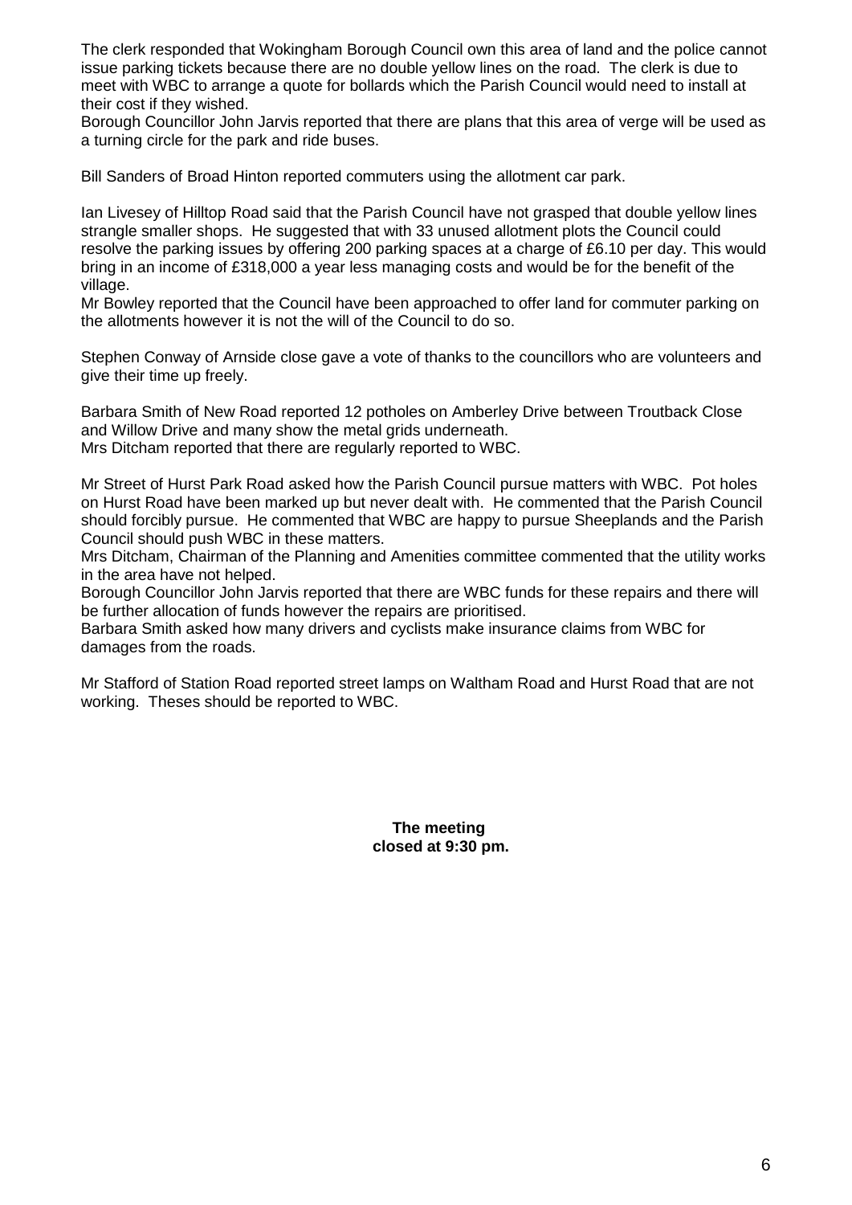The clerk responded that Wokingham Borough Council own this area of land and the police cannot issue parking tickets because there are no double yellow lines on the road. The clerk is due to meet with WBC to arrange a quote for bollards which the Parish Council would need to install at their cost if they wished.
Borough Councillor John Jarvis reported that there are plans that this area of verge will be used as a turning circle for the park and ride buses.

Bill Sanders of Broad Hinton reported commuters using the allotment car park.

Ian Livesey of Hilltop Road said that the Parish Council have not grasped that double yellow lines strangle smaller shops. He suggested that with 33 unused allotment plots the Council could resolve the parking issues by offering 200 parking spaces at a charge of £6.10 per day. This would bring in an income of £318,000 a year less managing costs and would be for the benefit of the village.
Mr Bowley reported that the Council have been approached to offer land for commuter parking on the allotments however it is not the will of the Council to do so.

Stephen Conway of Arnside close gave a vote of thanks to the councillors who are volunteers and give their time up freely.

Barbara Smith of New Road reported 12 potholes on Amberley Drive between Troutback Close and Willow Drive and many show the metal grids underneath.
Mrs Ditcham reported that there are regularly reported to WBC.

Mr Street of Hurst Park Road asked how the Parish Council pursue matters with WBC. Pot holes on Hurst Road have been marked up but never dealt with. He commented that the Parish Council should forcibly pursue. He commented that WBC are happy to pursue Sheeplands and the Parish Council should push WBC in these matters.
Mrs Ditcham, Chairman of the Planning and Amenities committee commented that the utility works in the area have not helped.
Borough Councillor John Jarvis reported that there are WBC funds for these repairs and there will be further allocation of funds however the repairs are prioritised.
Barbara Smith asked how many drivers and cyclists make insurance claims from WBC for damages from the roads.

Mr Stafford of Station Road reported street lamps on Waltham Road and Hurst Road that are not working. Theses should be reported to WBC.

**The meeting closed at 9:30 pm.**